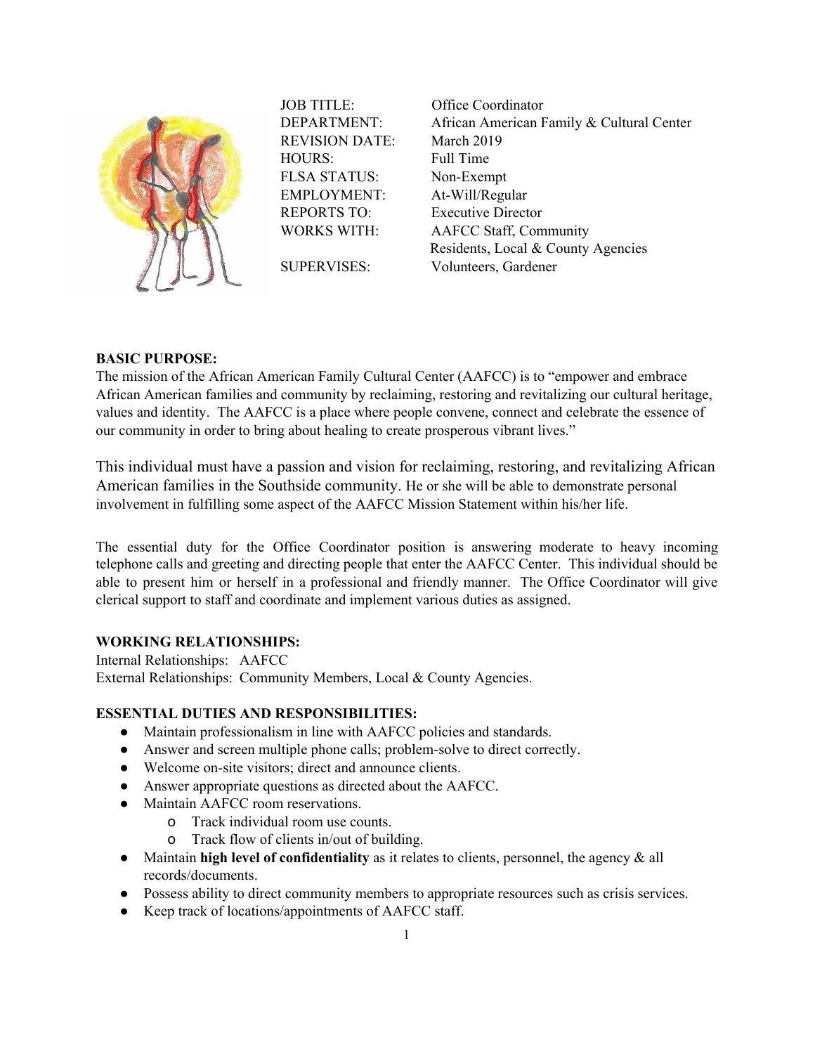| | |
|---|---|
| JOB TITLE: | Office Coordinator |
| DEPARTMENT: | African American Family & Cultural Center |
| REVISION DATE: | March 2019 |
| HOURS: | Full Time |
| FLSA STATUS: | Non-Exempt |
| EMPLOYMENT: | At-Will/Regular |
| REPORTS TO: | Executive Director |
| WORKS WITH: | AAFCC Staff, Community Residents, Local & County Agencies |
| SUPERVISES: | Volunteers, Gardener |

**BASIC PURPOSE:**

The mission of the African American Family Cultural Center (AAFCC) is to "empower and embrace African American families and community by reclaiming, restoring and revitalizing our cultural heritage, values and identity. The AAFCC is a place where people convene, connect and celebrate the essence of our community in order to bring about healing to create prosperous vibrant lives."

This individual must have a passion and vision for reclaiming, restoring, and revitalizing African American families in the Southside community. He or she will be able to demonstrate personal involvement in fulfilling some aspect of the AAFCC Mission Statement within his/her life.

The essential duty for the Office Coordinator position is answering moderate to heavy incoming telephone calls and greeting and directing people that enter the AAFCC Center. This individual should be able to present him or herself in a professional and friendly manner. The Office Coordinator will give clerical support to staff and coordinate and implement various duties as assigned.

**WORKING RELATIONSHIPS:**

Internal Relationships: AAFCC
External Relationships: Community Members, Local & County Agencies.

**ESSENTIAL DUTIES AND RESPONSIBILITIES:**

- Maintain professionalism in line with AAFCC policies and standards.
- Answer and screen multiple phone calls; problem-solve to direct correctly.
- Welcome on-site visitors; direct and announce clients.
- Answer appropriate questions as directed about the AAFCC.
- Maintain AAFCC room reservations.
  - Track individual room use counts.
  - Track flow of clients in/out of building.
- Maintain **high level of confidentiality** as it relates to clients, personnel, the agency & all records/documents.
- Possess ability to direct community members to appropriate resources such as crisis services.
- Keep track of locations/appointments of AAFCC staff.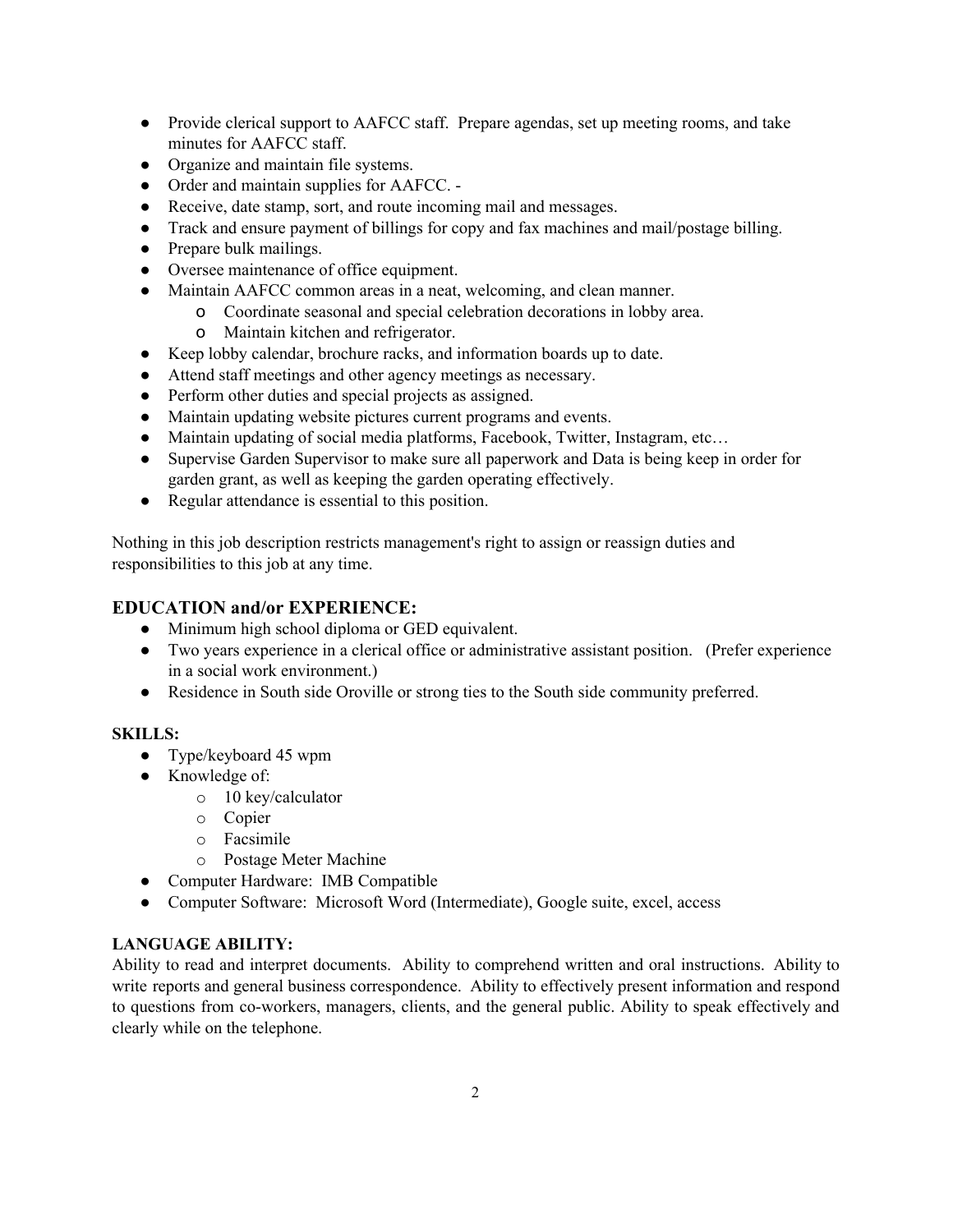- Provide clerical support to AAFCC staff. Prepare agendas, set up meeting rooms, and take minutes for AAFCC staff.
- Organize and maintain file systems.
- Order and maintain supplies for AAFCC. -
- Receive, date stamp, sort, and route incoming mail and messages.
- Track and ensure payment of billings for copy and fax machines and mail/postage billing.
- Prepare bulk mailings.
- Oversee maintenance of office equipment.
- Maintain AAFCC common areas in a neat, welcoming, and clean manner.
  - Coordinate seasonal and special celebration decorations in lobby area.
  - Maintain kitchen and refrigerator.
- Keep lobby calendar, brochure racks, and information boards up to date.
- Attend staff meetings and other agency meetings as necessary.
- Perform other duties and special projects as assigned.
- Maintain updating website pictures current programs and events.
- Maintain updating of social media platforms, Facebook, Twitter, Instagram, etc…
- Supervise Garden Supervisor to make sure all paperwork and Data is being keep in order for garden grant, as well as keeping the garden operating effectively.
- Regular attendance is essential to this position.

Nothing in this job description restricts management's right to assign or reassign duties and responsibilities to this job at any time.

## EDUCATION and/or EXPERIENCE:

- Minimum high school diploma or GED equivalent.
- Two years experience in a clerical office or administrative assistant position. (Prefer experience in a social work environment.)
- Residence in South side Oroville or strong ties to the South side community preferred.

**SKILLS:**

- Type/keyboard 45 wpm
- Knowledge of:
  - 10 key/calculator
  - Copier
  - Facsimile
  - Postage Meter Machine
- Computer Hardware: IMB Compatible
- Computer Software: Microsoft Word (Intermediate), Google suite, excel, access

**LANGUAGE ABILITY:**

Ability to read and interpret documents. Ability to comprehend written and oral instructions. Ability to write reports and general business correspondence. Ability to effectively present information and respond to questions from co-workers, managers, clients, and the general public. Ability to speak effectively and clearly while on the telephone.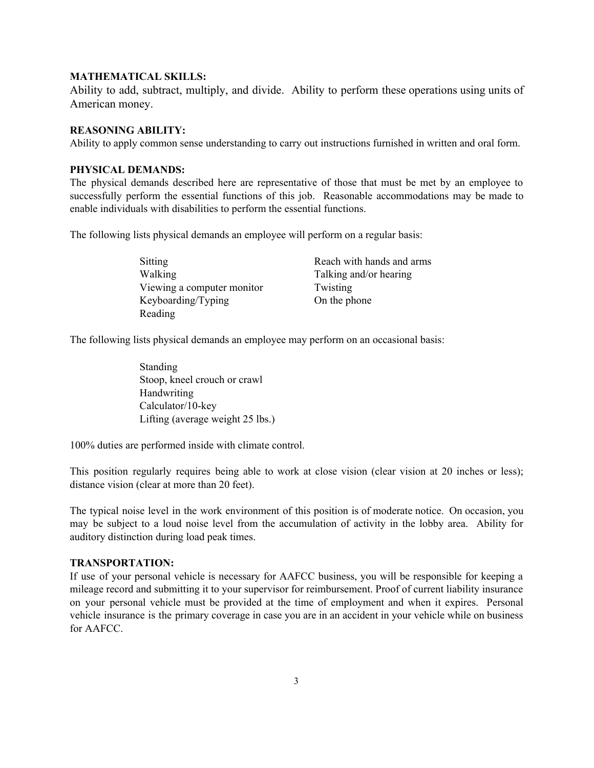**MATHEMATICAL SKILLS:**

Ability to add, subtract, multiply, and divide. Ability to perform these operations using units of American money.

**REASONING ABILITY:**

Ability to apply common sense understanding to carry out instructions furnished in written and oral form.

**PHYSICAL DEMANDS:**

The physical demands described here are representative of those that must be met by an employee to successfully perform the essential functions of this job. Reasonable accommodations may be made to enable individuals with disabilities to perform the essential functions.

The following lists physical demands an employee will perform on a regular basis:

- Sitting
- Walking
- Viewing a computer monitor
- Keyboarding/Typing
- Reading
- Reach with hands and arms
- Talking and/or hearing
- Twisting
- On the phone

The following lists physical demands an employee may perform on an occasional basis:

- Standing
- Stoop, kneel crouch or crawl
- Handwriting
- Calculator/10-key
- Lifting (average weight 25 lbs.)

100% duties are performed inside with climate control.

This position regularly requires being able to work at close vision (clear vision at 20 inches or less); distance vision (clear at more than 20 feet).

The typical noise level in the work environment of this position is of moderate notice. On occasion, you may be subject to a loud noise level from the accumulation of activity in the lobby area. Ability for auditory distinction during load peak times.

**TRANSPORTATION:**

If use of your personal vehicle is necessary for AAFCC business, you will be responsible for keeping a mileage record and submitting it to your supervisor for reimbursement. Proof of current liability insurance on your personal vehicle must be provided at the time of employment and when it expires. Personal vehicle insurance is the primary coverage in case you are in an accident in your vehicle while on business for AAFCC.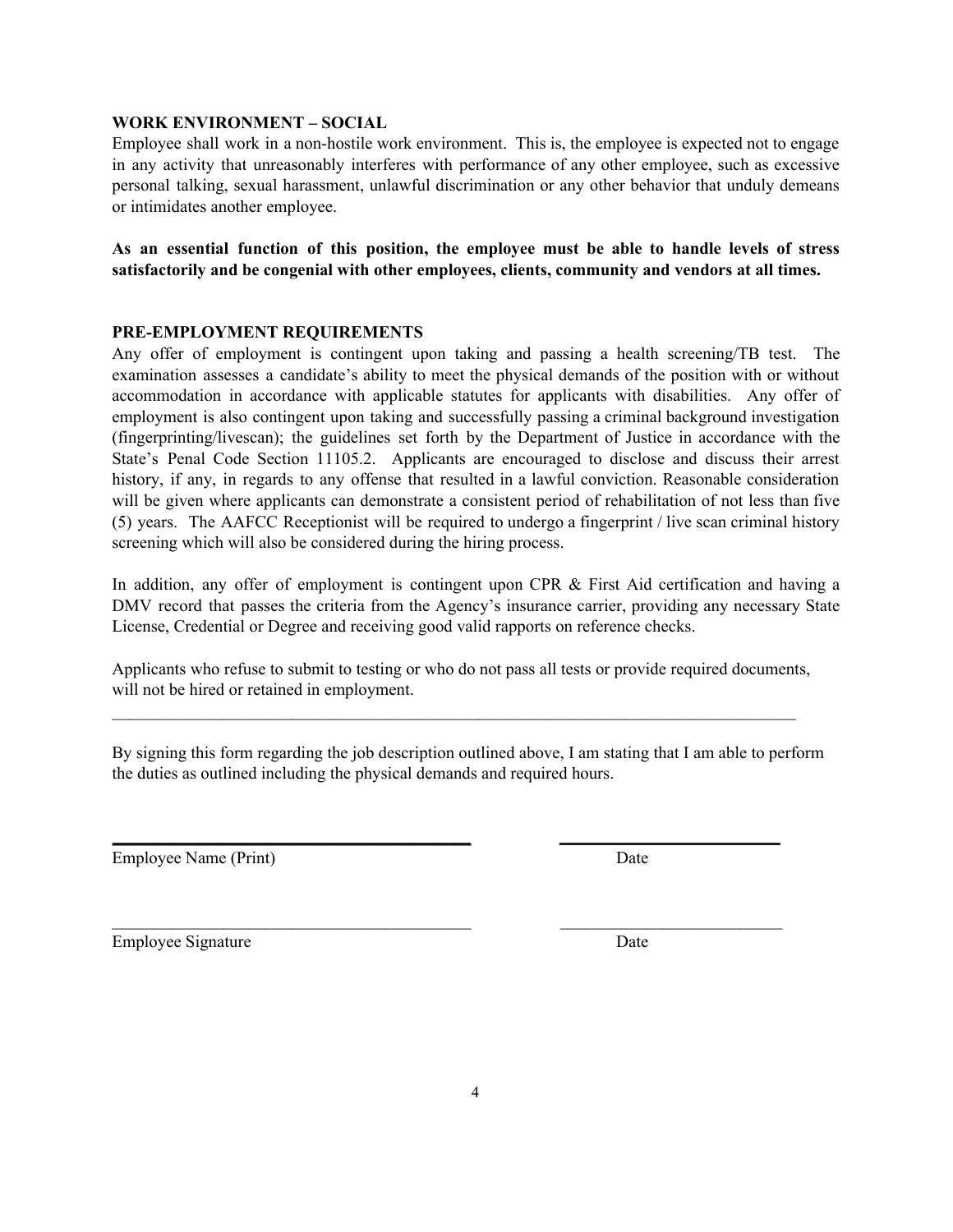**WORK ENVIRONMENT – SOCIAL**

Employee shall work in a non-hostile work environment. This is, the employee is expected not to engage in any activity that unreasonably interferes with performance of any other employee, such as excessive personal talking, sexual harassment, unlawful discrimination or any other behavior that unduly demeans or intimidates another employee.

**As an essential function of this position, the employee must be able to handle levels of stress satisfactorily and be congenial with other employees, clients, community and vendors at all times.**

**PRE-EMPLOYMENT REQUIREMENTS**

Any offer of employment is contingent upon taking and passing a health screening/TB test. The examination assesses a candidate's ability to meet the physical demands of the position with or without accommodation in accordance with applicable statutes for applicants with disabilities. Any offer of employment is also contingent upon taking and successfully passing a criminal background investigation (fingerprinting/livescan); the guidelines set forth by the Department of Justice in accordance with the State's Penal Code Section 11105.2. Applicants are encouraged to disclose and discuss their arrest history, if any, in regards to any offense that resulted in a lawful conviction. Reasonable consideration will be given where applicants can demonstrate a consistent period of rehabilitation of not less than five (5) years. The AAFCC Receptionist will be required to undergo a fingerprint / live scan criminal history screening which will also be considered during the hiring process.

In addition, any offer of employment is contingent upon CPR & First Aid certification and having a DMV record that passes the criteria from the Agency's insurance carrier, providing any necessary State License, Credential or Degree and receiving good valid rapports on reference checks.

Applicants who refuse to submit to testing or who do not pass all tests or provide required documents, will not be hired or retained in employment.

---

By signing this form regarding the job description outlined above, I am stating that I am able to perform the duties as outlined including the physical demands and required hours.

\_\_\_\_\_\_\_\_\_\_\_\_\_\_\_\_\_\_\_\_\_\_\_\_\_\_\_\_\_\_\_\_\_\_\_\_\_\_\_\_ \_\_\_\_\_\_\_\_\_\_\_\_\_\_\_\_\_\_\_\_\_\_\_\_\_

Employee Name (Print) Date

\_\_\_\_\_\_\_\_\_\_\_\_\_\_\_\_\_\_\_\_\_\_\_\_\_\_\_\_\_\_\_\_\_\_\_\_\_\_\_\_ \_\_\_\_\_\_\_\_\_\_\_\_\_\_\_\_\_\_\_\_\_\_\_\_\_

Employee Signature Date